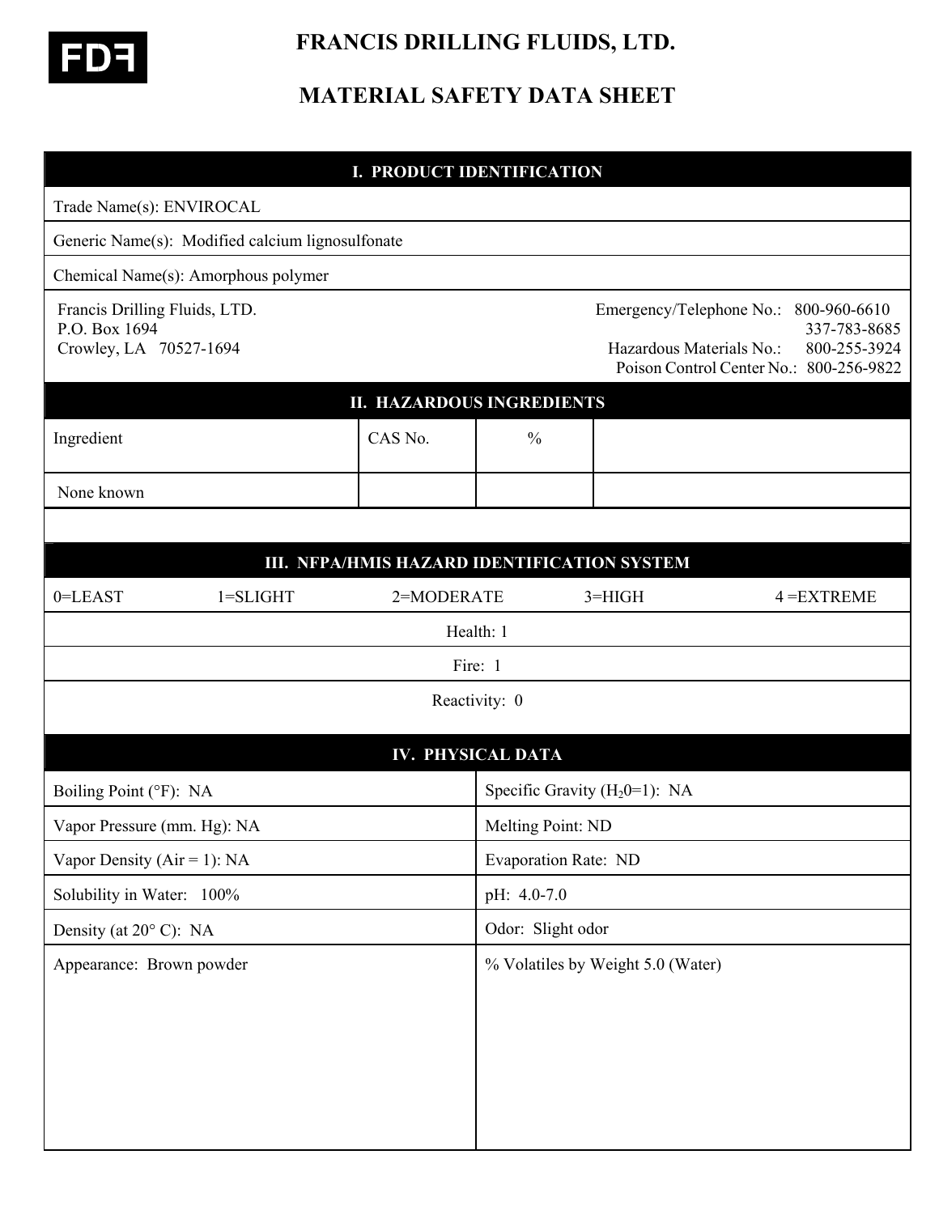FDF

# FRANCIS DRILLING FLUIDS, LTD.

# MATERIAL SAFETY DATA SHEET

## I. PRODUCT IDENTIFICATION

Trade Name(s): ENVIROCAL

Generic Name(s): Modified calcium lignosulfonate

Chemical Name(s): Amorphous polymer

Francis Drilling Fluids, LTD.
P.O. Box 1694
Crowley, LA 70527-1694

Emergency/Telephone No.: 800-960-6610
337-783-8685
Hazardous Materials No.: 800-255-3924
Poison Control Center No.: 800-256-9822

## II. HAZARDOUS INGREDIENTS

| Ingredient | CAS No. | % | |
|---|---|---|---|
| None known | | | |

## III. NFPA/HMIS HAZARD IDENTIFICATION SYSTEM

0=LEAST 1=SLIGHT 2=MODERATE 3=HIGH 4 =EXTREME

Health: 1

Fire: 1

Reactivity: 0

## IV. PHYSICAL DATA

| | |
|---|---|
| Boiling Point (°F): NA | Specific Gravity ($H_2O$=1): NA |
| Vapor Pressure (mm. Hg): NA | Melting Point: ND |
| Vapor Density (Air = 1): NA | Evaporation Rate: ND |
| Solubility in Water: 100% | pH: 4.0-7.0 |
| Density (at 20° C): NA | Odor: Slight odor |
| Appearance: Brown powder | % Volatiles by Weight 5.0 (Water) |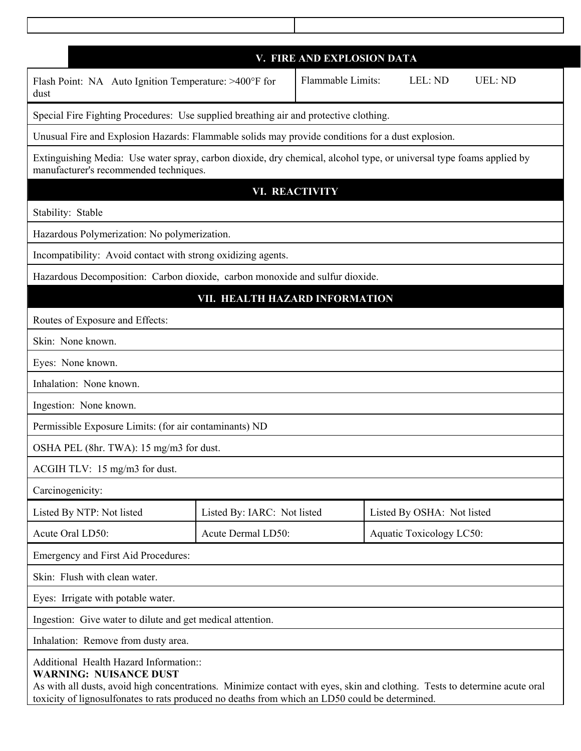## V. FIRE AND EXPLOSION DATA

| Flash Point: NA   Auto Ignition Temperature: >400°F for dust | Flammable Limits:   LEL: ND   UEL: ND |
|---|---|

Special Fire Fighting Procedures: Use supplied breathing air and protective clothing.

Unusual Fire and Explosion Hazards: Flammable solids may provide conditions for a dust explosion.

Extinguishing Media: Use water spray, carbon dioxide, dry chemical, alcohol type, or universal type foams applied by manufacturer's recommended techniques.

## VI. REACTIVITY

Stability: Stable

Hazardous Polymerization: No polymerization.

Incompatibility: Avoid contact with strong oxidizing agents.

Hazardous Decomposition: Carbon dioxide, carbon monoxide and sulfur dioxide.

## VII. HEALTH HAZARD INFORMATION

Routes of Exposure and Effects:

Skin: None known.

Eyes: None known.

Inhalation: None known.

Ingestion: None known.

Permissible Exposure Limits: (for air contaminants) ND

OSHA PEL (8hr. TWA): 15 mg/m3 for dust.

ACGIH TLV: 15 mg/m3 for dust.

Carcinogenicity:

| Listed By NTP: Not listed | Listed By: IARC: Not listed | Listed By OSHA: Not listed |
|---|---|---|
| Acute Oral LD50: | Acute Dermal LD50: | Aquatic Toxicology LC50: |

Emergency and First Aid Procedures:

Skin: Flush with clean water.

Eyes: Irrigate with potable water.

Ingestion: Give water to dilute and get medical attention.

Inhalation: Remove from dusty area.

Additional Health Hazard Information::
**WARNING: NUISANCE DUST**
As with all dusts, avoid high concentrations. Minimize contact with eyes, skin and clothing. Tests to determine acute oral toxicity of lignosulfonates to rats produced no deaths from which an LD50 could be determined.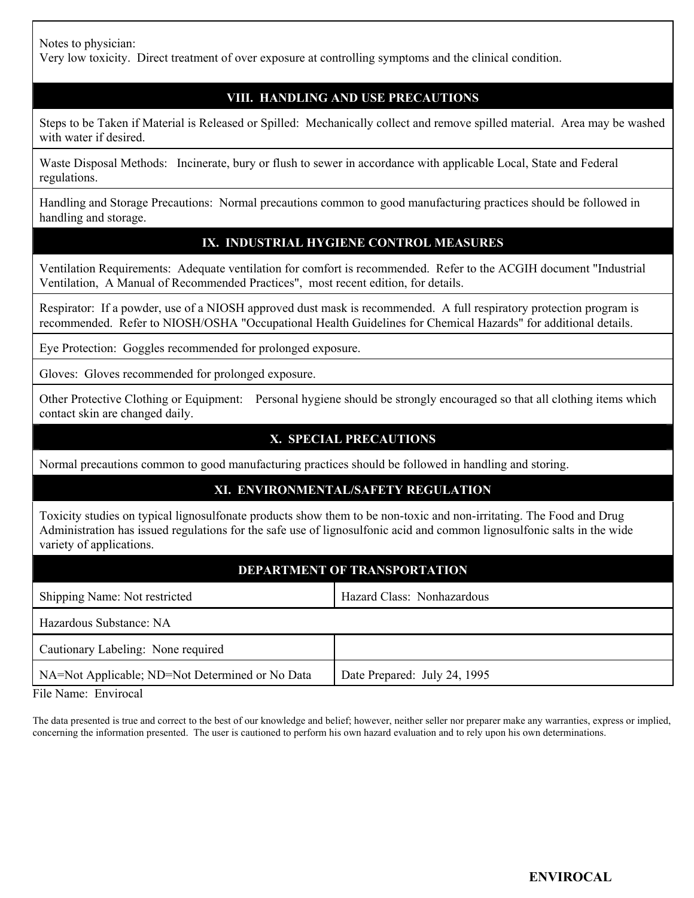Notes to physician:
Very low toxicity. Direct treatment of over exposure at controlling symptoms and the clinical condition.

## VIII. HANDLING AND USE PRECAUTIONS

Steps to be Taken if Material is Released or Spilled: Mechanically collect and remove spilled material. Area may be washed with water if desired.

Waste Disposal Methods: Incinerate, bury or flush to sewer in accordance with applicable Local, State and Federal regulations.

Handling and Storage Precautions: Normal precautions common to good manufacturing practices should be followed in handling and storage.

## IX. INDUSTRIAL HYGIENE CONTROL MEASURES

Ventilation Requirements: Adequate ventilation for comfort is recommended. Refer to the ACGIH document "Industrial Ventilation, A Manual of Recommended Practices", most recent edition, for details.

Respirator: If a powder, use of a NIOSH approved dust mask is recommended. A full respiratory protection program is recommended. Refer to NIOSH/OSHA "Occupational Health Guidelines for Chemical Hazards" for additional details.

Eye Protection: Goggles recommended for prolonged exposure.

Gloves: Gloves recommended for prolonged exposure.

Other Protective Clothing or Equipment: Personal hygiene should be strongly encouraged so that all clothing items which contact skin are changed daily.

## X. SPECIAL PRECAUTIONS

Normal precautions common to good manufacturing practices should be followed in handling and storing.

## XI. ENVIRONMENTAL/SAFETY REGULATION

Toxicity studies on typical lignosulfonate products show them to be non-toxic and non-irritating. The Food and Drug Administration has issued regulations for the safe use of lignosulfonic acid and common lignosulfonic salts in the wide variety of applications.

## DEPARTMENT OF TRANSPORTATION

| | |
|---|---|
| Shipping Name: Not restricted | Hazard Class: Nonhazardous |
| Hazardous Substance: NA | |
| Cautionary Labeling: None required | |
| NA=Not Applicable; ND=Not Determined or No Data | Date Prepared: July 24, 1995 |

File Name: Envirocal

The data presented is true and correct to the best of our knowledge and belief; however, neither seller nor preparer make any warranties, express or implied, concerning the information presented. The user is cautioned to perform his own hazard evaluation and to rely upon his own determinations.

**ENVIROCAL**